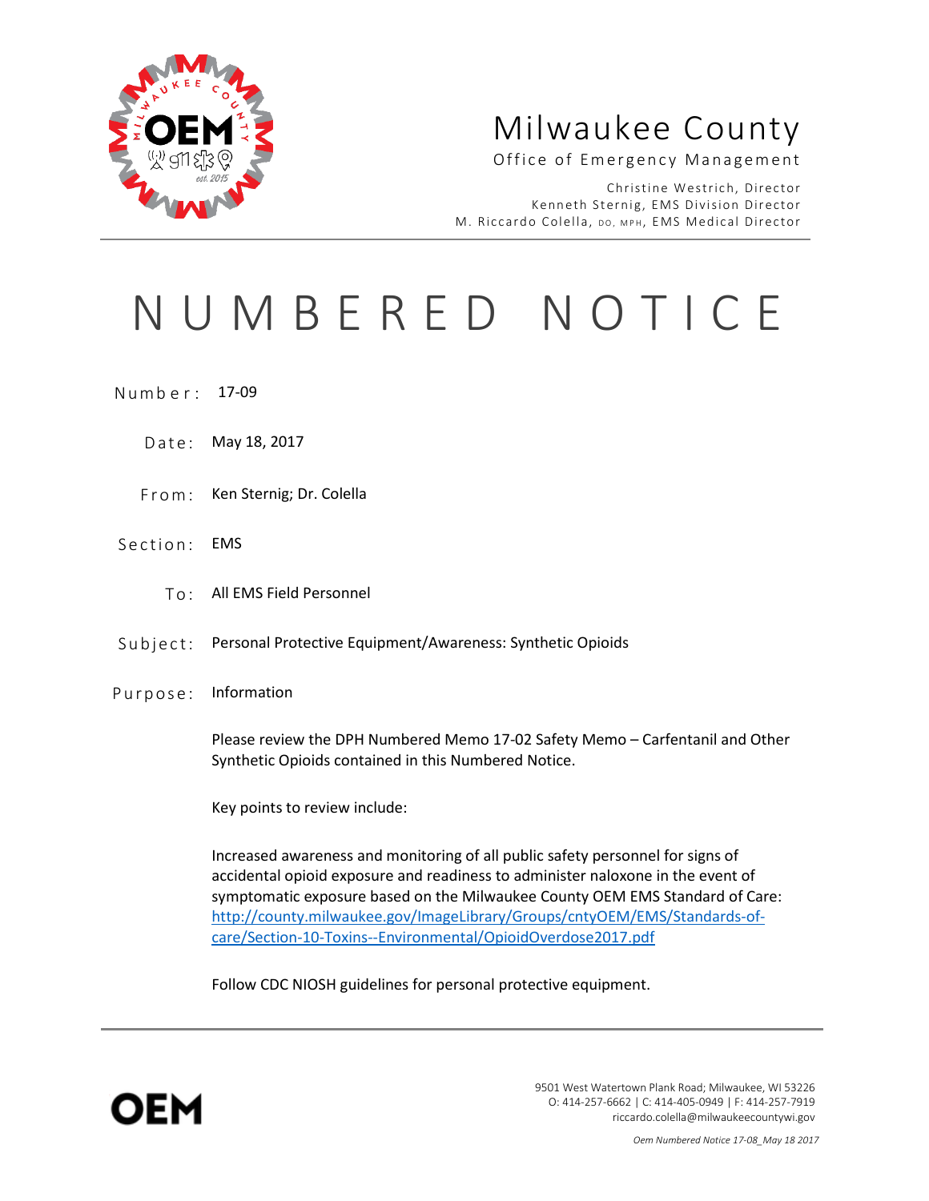# Milwaukee County

Office of Emergency Management

Christine Westrich, Director
Kenneth Sternig, EMS Division Director
M. Riccardo Colella, DO, MPH, EMS Medical Director

# NUMBERED NOTICE

**Number:** 17-09

**Date:** May 18, 2017

**From:** Ken Sternig; Dr. Colella

**Section:** EMS

**To:** All EMS Field Personnel

**Subject:** Personal Protective Equipment/Awareness: Synthetic Opioids

**Purpose:** Information

Please review the DPH Numbered Memo 17-02 Safety Memo – Carfentanil and Other Synthetic Opioids contained in this Numbered Notice.

Key points to review include:

Increased awareness and monitoring of all public safety personnel for signs of accidental opioid exposure and readiness to administer naloxone in the event of symptomatic exposure based on the Milwaukee County OEM EMS Standard of Care: [http://county.milwaukee.gov/ImageLibrary/Groups/cntyOEM/EMS/Standards-of-care/Section-10-Toxins--Environmental/OpioidOverdose2017.pdf](http://county.milwaukee.gov/ImageLibrary/Groups/cntyOEM/EMS/Standards-of-care/Section-10-Toxins--Environmental/OpioidOverdose2017.pdf)

Follow CDC NIOSH guidelines for personal protective equipment.

---

OEM

9501 West Watertown Plank Road; Milwaukee, WI 53226
O: 414-257-6662 | C: 414-405-0949 | F: 414-257-7919
riccardo.colella@milwaukeecountywi.gov

*Oem Numbered Notice 17-08_May 18 2017*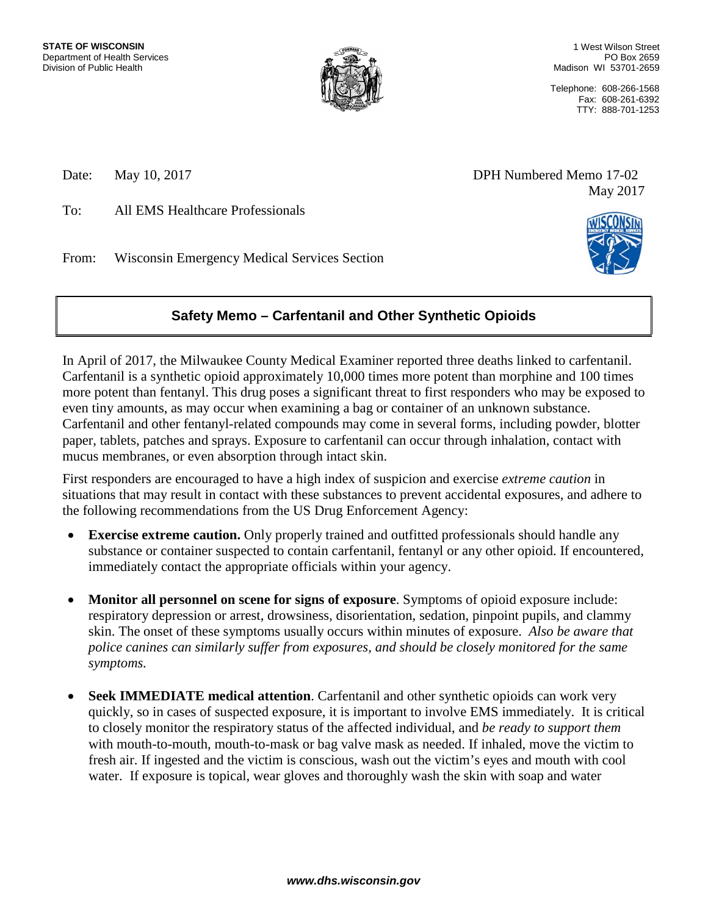**STATE OF WISCONSIN**
Department of Health Services
Division of Public Health

1 West Wilson Street
PO Box 2659
Madison WI 53701-2659

Telephone: 608-266-1568
Fax: 608-261-6392
TTY: 888-701-1253

Date: May 10, 2017

DPH Numbered Memo 17-02
May 2017

To: All EMS Healthcare Professionals

From: Wisconsin Emergency Medical Services Section

## Safety Memo – Carfentanil and Other Synthetic Opioids

In April of 2017, the Milwaukee County Medical Examiner reported three deaths linked to carfentanil. Carfentanil is a synthetic opioid approximately 10,000 times more potent than morphine and 100 times more potent than fentanyl. This drug poses a significant threat to first responders who may be exposed to even tiny amounts, as may occur when examining a bag or container of an unknown substance. Carfentanil and other fentanyl-related compounds may come in several forms, including powder, blotter paper, tablets, patches and sprays. Exposure to carfentanil can occur through inhalation, contact with mucus membranes, or even absorption through intact skin.

First responders are encouraged to have a high index of suspicion and exercise *extreme caution* in situations that may result in contact with these substances to prevent accidental exposures, and adhere to the following recommendations from the US Drug Enforcement Agency:

- **Exercise extreme caution.** Only properly trained and outfitted professionals should handle any substance or container suspected to contain carfentanil, fentanyl or any other opioid. If encountered, immediately contact the appropriate officials within your agency.

- **Monitor all personnel on scene for signs of exposure**. Symptoms of opioid exposure include: respiratory depression or arrest, drowsiness, disorientation, sedation, pinpoint pupils, and clammy skin. The onset of these symptoms usually occurs within minutes of exposure. *Also be aware that police canines can similarly suffer from exposures, and should be closely monitored for the same symptoms.*

- **Seek IMMEDIATE medical attention**. Carfentanil and other synthetic opioids can work very quickly, so in cases of suspected exposure, it is important to involve EMS immediately. It is critical to closely monitor the respiratory status of the affected individual, and *be ready to support them* with mouth-to-mouth, mouth-to-mask or bag valve mask as needed. If inhaled, move the victim to fresh air. If ingested and the victim is conscious, wash out the victim's eyes and mouth with cool water. If exposure is topical, wear gloves and thoroughly wash the skin with soap and water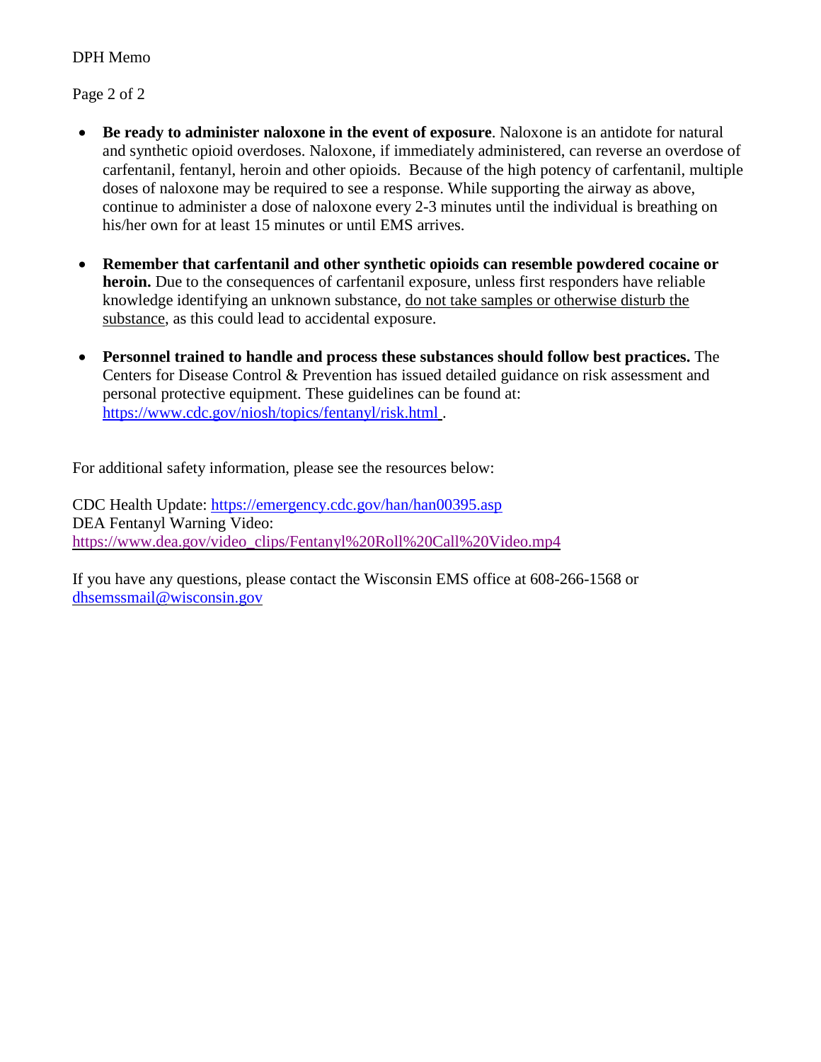- **Be ready to administer naloxone in the event of exposure**. Naloxone is an antidote for natural and synthetic opioid overdoses. Naloxone, if immediately administered, can reverse an overdose of carfentanil, fentanyl, heroin and other opioids. Because of the high potency of carfentanil, multiple doses of naloxone may be required to see a response. While supporting the airway as above, continue to administer a dose of naloxone every 2-3 minutes until the individual is breathing on his/her own for at least 15 minutes or until EMS arrives.

- **Remember that carfentanil and other synthetic opioids can resemble powdered cocaine or heroin.** Due to the consequences of carfentanil exposure, unless first responders have reliable knowledge identifying an unknown substance, <u>do not take samples or otherwise disturb the substance</u>, as this could lead to accidental exposure.

- **Personnel trained to handle and process these substances should follow best practices.** The Centers for Disease Control & Prevention has issued detailed guidance on risk assessment and personal protective equipment. These guidelines can be found at: https://www.cdc.gov/niosh/topics/fentanyl/risk.html .

For additional safety information, please see the resources below:

CDC Health Update: https://emergency.cdc.gov/han/han00395.asp
DEA Fentanyl Warning Video:
https://www.dea.gov/video_clips/Fentanyl%20Roll%20Call%20Video.mp4

If you have any questions, please contact the Wisconsin EMS office at 608-266-1568 or dhsemssmail@wisconsin.gov